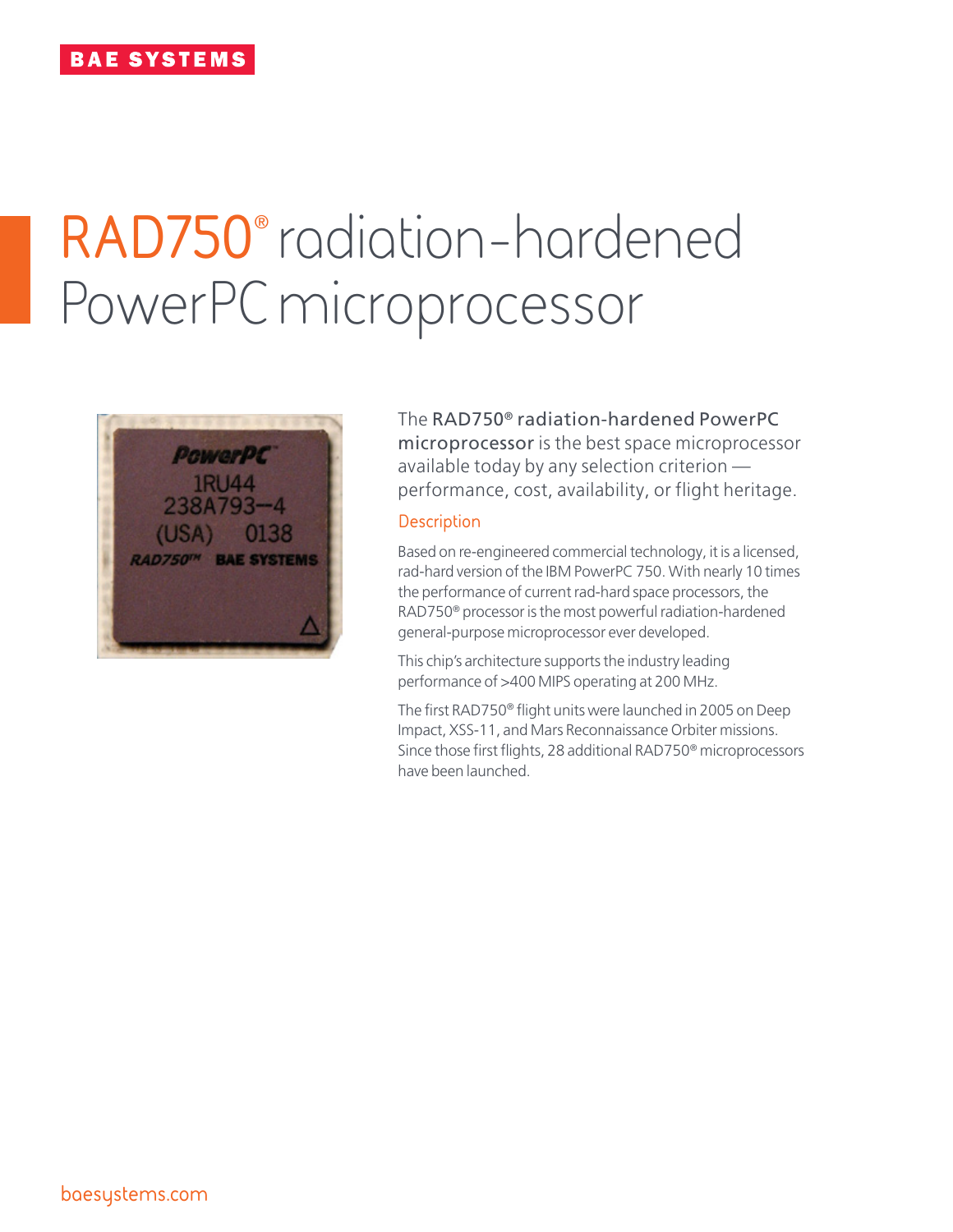# RAD750® radiation-hardened PowerPC microprocessor

The **RAD750® radiation-hardened PowerPC microprocessor** is the best space microprocessor available today by any selection criterion — performance, cost, availability, or flight heritage.

## Description

Based on re-engineered commercial technology, it is a licensed, rad-hard version of the IBM PowerPC 750. With nearly 10 times the performance of current rad-hard space processors, the RAD750® processor is the most powerful radiation-hardened general-purpose microprocessor ever developed.

This chip's architecture supports the industry leading performance of >400 MIPS operating at 200 MHz.

The first RAD750® flight units were launched in 2005 on Deep Impact, XSS-11, and Mars Reconnaissance Orbiter missions. Since those first flights, 28 additional RAD750® microprocessors have been launched.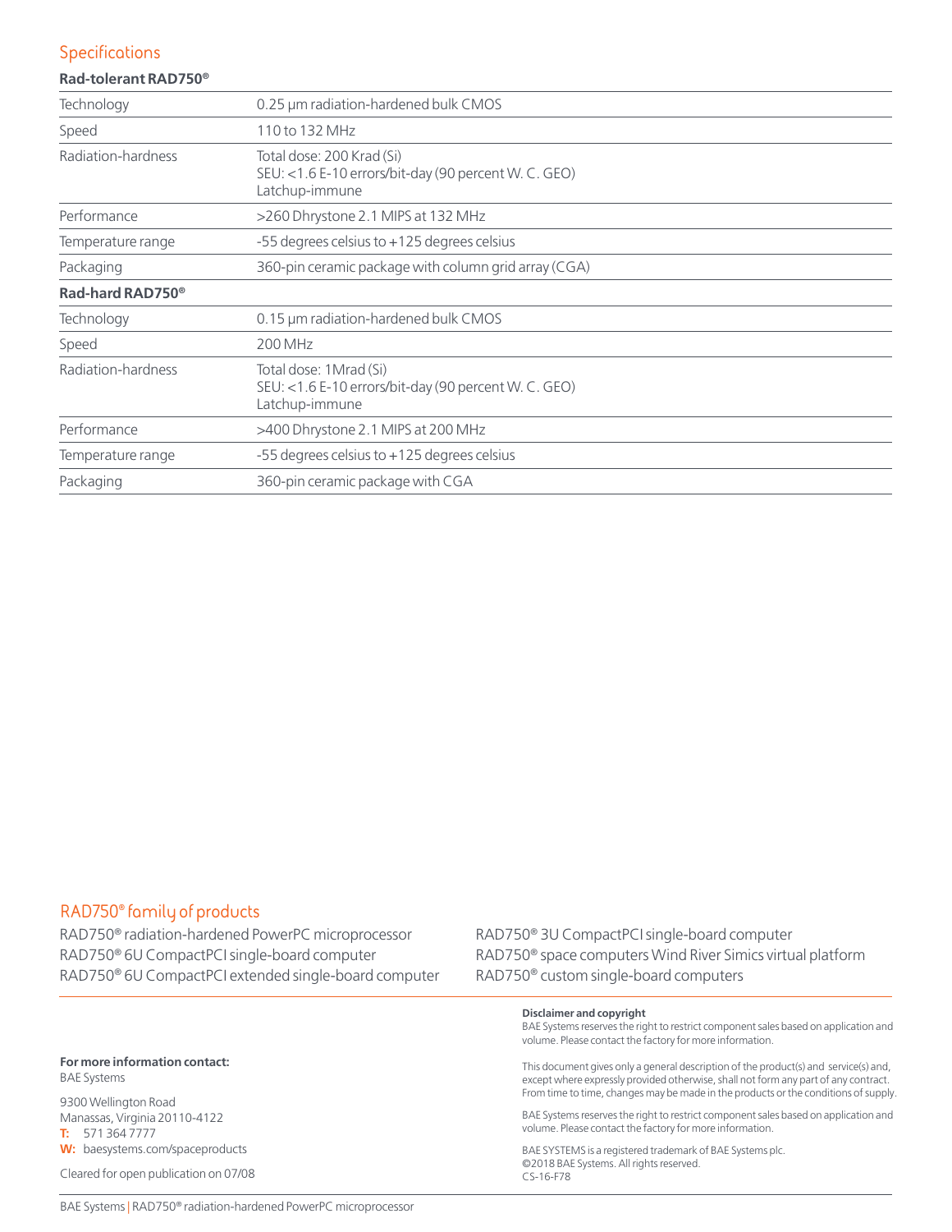## Specifications

| | |
|---|---|
| **Rad-tolerant RAD750®** | |
| Technology | 0.25 µm radiation-hardened bulk CMOS |
| Speed | 110 to 132 MHz |
| Radiation-hardness | Total dose: 200 Krad (Si)<br>SEU: <1.6 E-10 errors/bit-day (90 percent W. C. GEO)<br>Latchup-immune |
| Performance | >260 Dhrystone 2.1 MIPS at 132 MHz |
| Temperature range | -55 degrees celsius to +125 degrees celsius |
| Packaging | 360-pin ceramic package with column grid array (CGA) |
| **Rad-hard RAD750®** | |
| Technology | 0.15 µm radiation-hardened bulk CMOS |
| Speed | 200 MHz |
| Radiation-hardness | Total dose: 1Mrad (Si)<br>SEU: <1.6 E-10 errors/bit-day (90 percent W. C. GEO)<br>Latchup-immune |
| Performance | >400 Dhrystone 2.1 MIPS at 200 MHz |
| Temperature range | -55 degrees celsius to +125 degrees celsius |
| Packaging | 360-pin ceramic package with CGA |

## RAD750® family of products

RAD750® radiation-hardened PowerPC microprocessor
RAD750® 6U CompactPCI single-board computer
RAD750® 6U CompactPCI extended single-board computer
RAD750® 3U CompactPCI single-board computer
RAD750® space computers Wind River Simics virtual platform
RAD750® custom single-board computers

**For more information contact:**
BAE Systems

9300 Wellington Road
Manassas, Virginia 20110-4122
**T:** 571 364 7777
**W:** baesystems.com/spaceproducts

Cleared for open publication on 07/08

**Disclaimer and copyright**
BAE Systems reserves the right to restrict component sales based on application and volume. Please contact the factory for more information.

This document gives only a general description of the product(s) and service(s) and, except where expressly provided otherwise, shall not form any part of any contract. From time to time, changes may be made in the products or the conditions of supply.

BAE Systems reserves the right to restrict component sales based on application and volume. Please contact the factory for more information.

BAE SYSTEMS is a registered trademark of BAE Systems plc.
©2018 BAE Systems. All rights reserved.
CS-16-F78